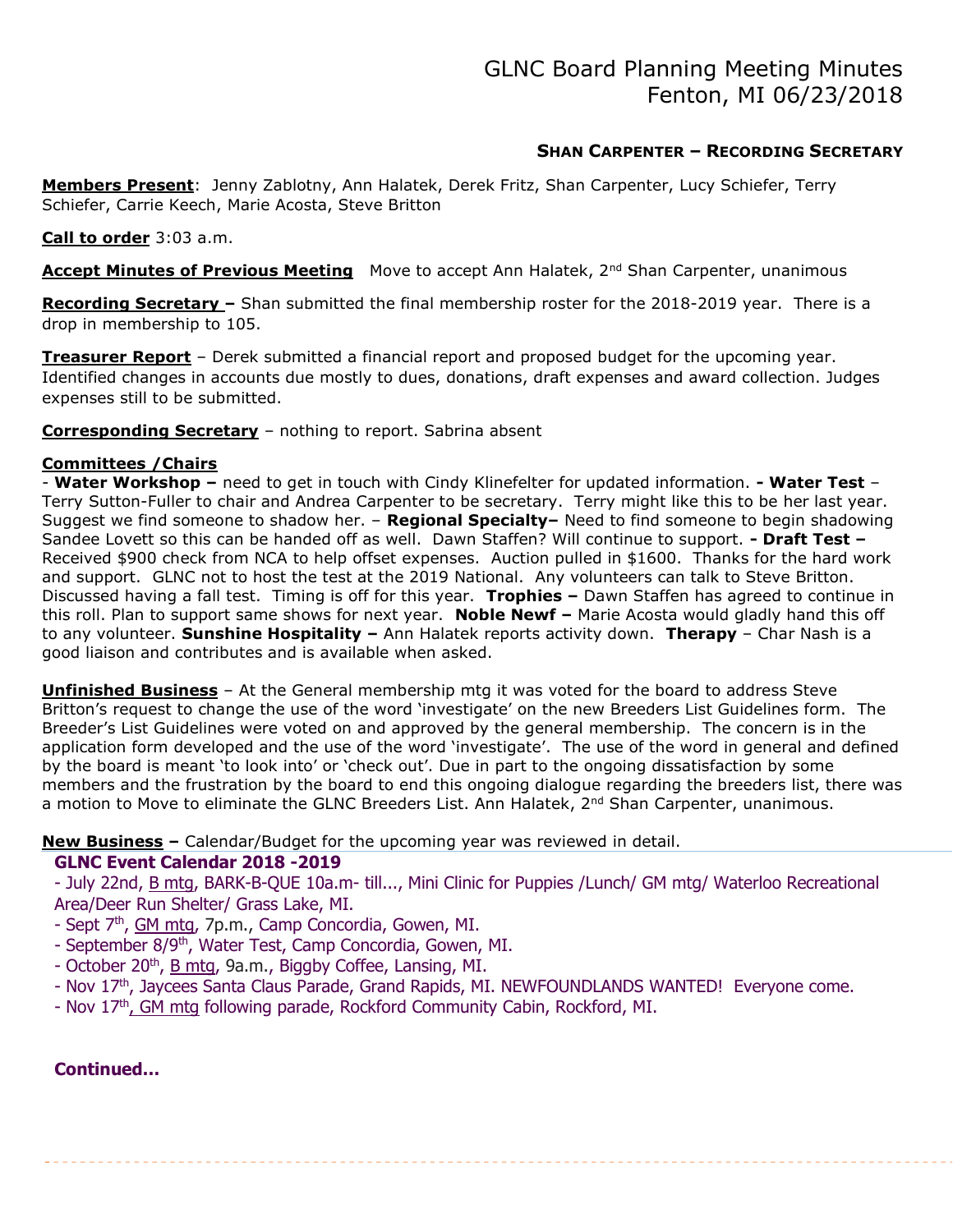# GLNC Board Planning Meeting Minutes
# Fenton, MI 06/23/2018

**SHAN CARPENTER – RECORDING SECRETARY**

**Members Present**: Jenny Zablotny, Ann Halatek, Derek Fritz, Shan Carpenter, Lucy Schiefer, Terry Schiefer, Carrie Keech, Marie Acosta, Steve Britton

**Call to order** 3:03 a.m.

**Accept Minutes of Previous Meeting** Move to accept Ann Halatek, 2nd Shan Carpenter, unanimous

**Recording Secretary –** Shan submitted the final membership roster for the 2018-2019 year. There is a drop in membership to 105.

**Treasurer Report** – Derek submitted a financial report and proposed budget for the upcoming year. Identified changes in accounts due mostly to dues, donations, draft expenses and award collection. Judges expenses still to be submitted.

**Corresponding Secretary** – nothing to report. Sabrina absent

**Committees /Chairs**

- **Water Workshop –** need to get in touch with Cindy Klinefelter for updated information. **- Water Test** – Terry Sutton-Fuller to chair and Andrea Carpenter to be secretary. Terry might like this to be her last year. Suggest we find someone to shadow her. – **Regional Specialty–** Need to find someone to begin shadowing Sandee Lovett so this can be handed off as well. Dawn Staffen? Will continue to support. **- Draft Test –** Received $900 check from NCA to help offset expenses. Auction pulled in $1600. Thanks for the hard work and support. GLNC not to host the test at the 2019 National. Any volunteers can talk to Steve Britton. Discussed having a fall test. Timing is off for this year. **Trophies –** Dawn Staffen has agreed to continue in this roll. Plan to support same shows for next year. **Noble Newf –** Marie Acosta would gladly hand this off to any volunteer. **Sunshine Hospitality –** Ann Halatek reports activity down. **Therapy** – Char Nash is a good liaison and contributes and is available when asked.

**Unfinished Business** – At the General membership mtg it was voted for the board to address Steve Britton's request to change the use of the word 'investigate' on the new Breeders List Guidelines form. The Breeder's List Guidelines were voted on and approved by the general membership. The concern is in the application form developed and the use of the word 'investigate'. The use of the word in general and defined by the board is meant 'to look into' or 'check out'. Due in part to the ongoing dissatisfaction by some members and the frustration by the board to end this ongoing dialogue regarding the breeders list, there was a motion to Move to eliminate the GLNC Breeders List. Ann Halatek, 2nd Shan Carpenter, unanimous.

**New Business –** Calendar/Budget for the upcoming year was reviewed in detail.

**GLNC Event Calendar 2018 -2019**

- July 22nd, B mtg, BARK-B-QUE 10a.m- till..., Mini Clinic for Puppies /Lunch/ GM mtg/ Waterloo Recreational Area/Deer Run Shelter/ Grass Lake, MI.
- Sept 7th, GM mtg, 7p.m., Camp Concordia, Gowen, MI.
- September 8/9th, Water Test, Camp Concordia, Gowen, MI.
- October 20th, B mtg, 9a.m., Biggby Coffee, Lansing, MI.
- Nov 17th, Jaycees Santa Claus Parade, Grand Rapids, MI. NEWFOUNDLANDS WANTED! Everyone come.
- Nov 17th, GM mtg following parade, Rockford Community Cabin, Rockford, MI.

**Continued…**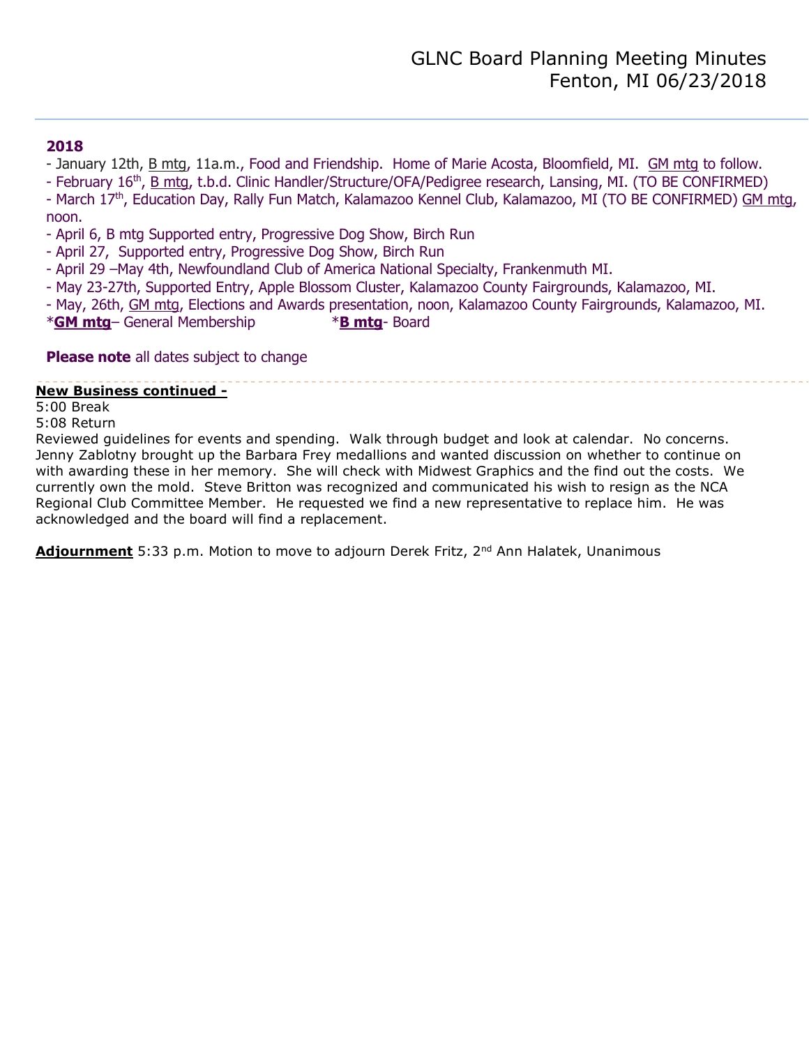# GLNC Board Planning Meeting Minutes
# Fenton, MI 06/23/2018

**2018**

- January 12th, B mtg, 11a.m., Food and Friendship. Home of Marie Acosta, Bloomfield, MI. GM mtg to follow.
- February 16th, B mtg, t.b.d. Clinic Handler/Structure/OFA/Pedigree research, Lansing, MI. (TO BE CONFIRMED)
- March 17th, Education Day, Rally Fun Match, Kalamazoo Kennel Club, Kalamazoo, MI (TO BE CONFIRMED) GM mtg, noon.
- April 6, B mtg Supported entry, Progressive Dog Show, Birch Run
- April 27, Supported entry, Progressive Dog Show, Birch Run
- April 29 –May 4th, Newfoundland Club of America National Specialty, Frankenmuth MI.
- May 23-27th, Supported Entry, Apple Blossom Cluster, Kalamazoo County Fairgrounds, Kalamazoo, MI.
- May, 26th, GM mtg, Elections and Awards presentation, noon, Kalamazoo County Fairgrounds, Kalamazoo, MI.

*__GM mtg__– General Membership *__B mtg__- Board

**Please note** all dates subject to change

---

**New Business continued -**

5:00 Break
5:08 Return

Reviewed guidelines for events and spending. Walk through budget and look at calendar. No concerns. Jenny Zablotny brought up the Barbara Frey medallions and wanted discussion on whether to continue on with awarding these in her memory. She will check with Midwest Graphics and the find out the costs. We currently own the mold. Steve Britton was recognized and communicated his wish to resign as the NCA Regional Club Committee Member. He requested we find a new representative to replace him. He was acknowledged and the board will find a replacement.

**Adjournment** 5:33 p.m. Motion to move to adjourn Derek Fritz, 2nd Ann Halatek, Unanimous